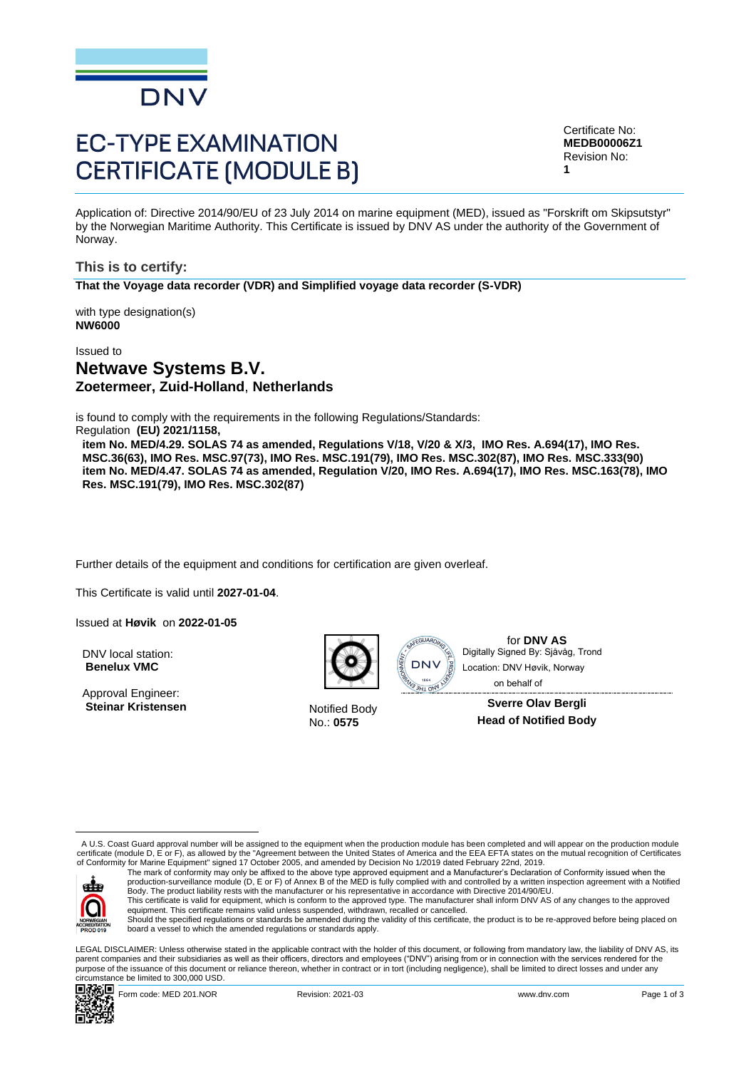# EC-TYPE EXAMINATION CERTIFICATE (MODULE B)

Certificate No:
**MEDB00006Z1**
Revision No:
**1**

Application of: Directive 2014/90/EU of 23 July 2014 on marine equipment (MED), issued as "Forskrift om Skipsutstyr" by the Norwegian Maritime Authority. This Certificate is issued by DNV AS under the authority of the Government of Norway.

## This is to certify:

**That the Voyage data recorder (VDR) and Simplified voyage data recorder (S-VDR)**

with type designation(s)
**NW6000**

Issued to

## Netwave Systems B.V.

**Zoetermeer, Zuid-Holland**, **Netherlands**

is found to comply with the requirements in the following Regulations/Standards:
Regulation **(EU) 2021/1158,**

**item No. MED/4.29. SOLAS 74 as amended, Regulations V/18, V/20 & X/3, IMO Res. A.694(17), IMO Res. MSC.36(63), IMO Res. MSC.97(73), IMO Res. MSC.191(79), IMO Res. MSC.302(87), IMO Res. MSC.333(90)**
**item No. MED/4.47. SOLAS 74 as amended, Regulation V/20, IMO Res. A.694(17), IMO Res. MSC.163(78), IMO Res. MSC.191(79), IMO Res. MSC.302(87)**

Further details of the equipment and conditions for certification are given overleaf.

This Certificate is valid until **2027-01-04**.

Issued at **Høvik** on **2022-01-05**

DNV local station:
**Benelux VMC**

Approval Engineer:
**Steinar Kristensen**

Notified Body
No.: **0575**

for **DNV AS**
Digitally Signed By: Sjåvåg, Trond
Location: DNV Høvik, Norway
on behalf of

**Sverre Olav Bergli**
**Head of Notified Body**

A U.S. Coast Guard approval number will be assigned to the equipment when the production module has been completed and will appear on the production module certificate (module D, E or F), as allowed by the "Agreement between the United States of America and the EEA EFTA states on the mutual recognition of Certificates of Conformity for Marine Equipment" signed 17 October 2005, and amended by Decision No 1/2019 dated February 22nd, 2019.

The mark of conformity may only be affixed to the above type approved equipment and a Manufacturer's Declaration of Conformity issued when the production-surveillance module (D, E or F) of Annex B of the MED is fully complied with and controlled by a written inspection agreement with a Notified Body. The product liability rests with the manufacturer or his representative in accordance with Directive 2014/90/EU.
This certificate is valid for equipment, which is conform to the approved type. The manufacturer shall inform DNV AS of any changes to the approved equipment. This certificate remains valid unless suspended, withdrawn, recalled or cancelled.
Should the specified regulations or standards be amended during the validity of this certificate, the product is to be re-approved before being placed on board a vessel to which the amended regulations or standards apply.

LEGAL DISCLAIMER: Unless otherwise stated in the applicable contract with the holder of this document, or following from mandatory law, the liability of DNV AS, its parent companies and their subsidiaries as well as their officers, directors and employees ("DNV") arising from or in connection with the services rendered for the purpose of the issuance of this document or reliance thereon, whether in contract or in tort (including negligence), shall be limited to direct losses and under any circumstance be limited to 300,000 USD.

Form code: MED 201.NOR Revision: 2021-03 www.dnv.com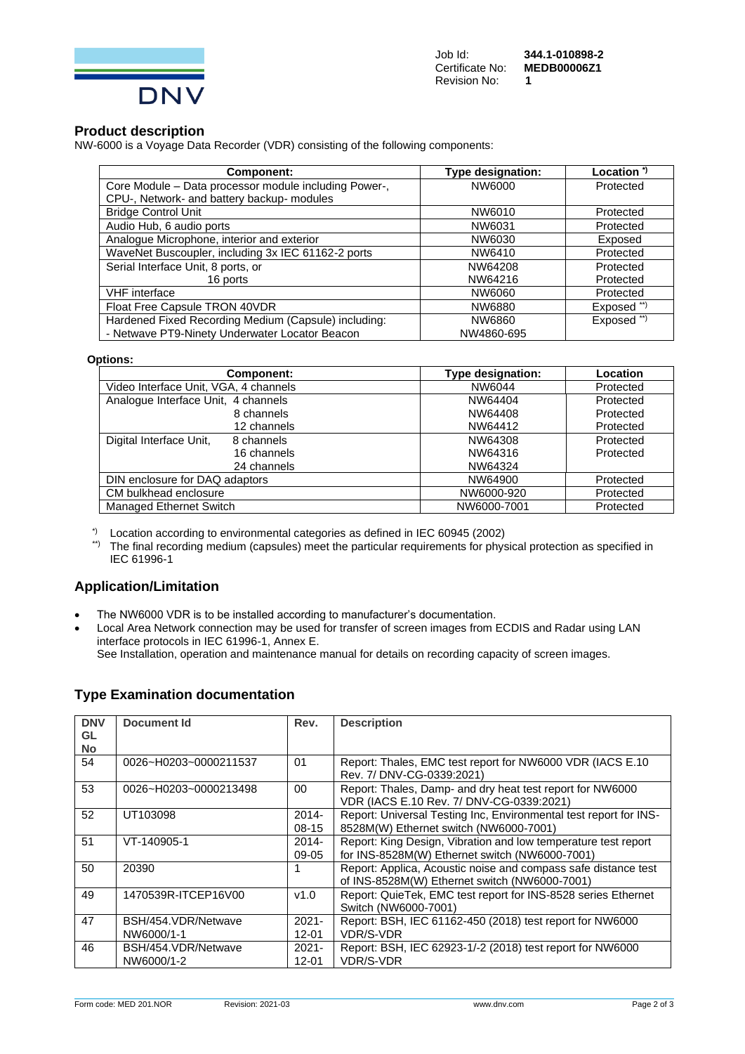Job Id: **344.1-010898-2**
Certificate No: **MEDB00006Z1**
Revision No: **1**

## Product description

NW-6000 is a Voyage Data Recorder (VDR) consisting of the following components:

| Component: | Type designation: | Location *) |
|---|---|---|
| Core Module – Data processor module including Power-, CPU-, Network- and battery backup- modules | NW6000 | Protected |
| Bridge Control Unit | NW6010 | Protected |
| Audio Hub, 6 audio ports | NW6031 | Protected |
| Analogue Microphone, interior and exterior | NW6030 | Exposed |
| WaveNet Buscoupler, including 3x IEC 61162-2 ports | NW6410 | Protected |
| Serial Interface Unit, 8 ports, or 16 ports | NW64208 NW64216 | Protected Protected |
| VHF interface | NW6060 | Protected |
| Float Free Capsule TRON 40VDR | NW6880 | Exposed **) |
| Hardened Fixed Recording Medium (Capsule) including: - Netwave PT9-Ninety Underwater Locator Beacon | NW6860 NW4860-695 | Exposed **) |

**Options:**

| Component: | Type designation: | Location |
|---|---|---|
| Video Interface Unit, VGA, 4 channels | NW6044 | Protected |
| Analogue Interface Unit, 4 channels | NW64404 | Protected |
| 8 channels | NW64408 | Protected |
| 12 channels | NW64412 | Protected |
| Digital Interface Unit, 8 channels | NW64308 | Protected |
| 16 channels | NW64316 | Protected |
| 24 channels | NW64324 | |
| DIN enclosure for DAQ adaptors | NW64900 | Protected |
| CM bulkhead enclosure | NW6000-920 | Protected |
| Managed Ethernet Switch | NW6000-7001 | Protected |

*) Location according to environmental categories as defined in IEC 60945 (2002)

**) The final recording medium (capsules) meet the particular requirements for physical protection as specified in IEC 61996-1

## Application/Limitation

- The NW6000 VDR is to be installed according to manufacturer's documentation.
- Local Area Network connection may be used for transfer of screen images from ECDIS and Radar using LAN interface protocols in IEC 61996-1, Annex E.
  See Installation, operation and maintenance manual for details on recording capacity of screen images.

## Type Examination documentation

| DNV GL No | Document Id | Rev. | Description |
|---|---|---|---|
| 54 | 0026~H0203~0000211537 | 01 | Report: Thales, EMC test report for NW6000 VDR (IACS E.10 Rev. 7/ DNV-CG-0339:2021) |
| 53 | 0026~H0203~0000213498 | 00 | Report: Thales, Damp- and dry heat test report for NW6000 VDR (IACS E.10 Rev. 7/ DNV-CG-0339:2021) |
| 52 | UT103098 | 2014-08-15 | Report: Universal Testing Inc, Environmental test report for INS-8528M(W) Ethernet switch (NW6000-7001) |
| 51 | VT-140905-1 | 2014-09-05 | Report: King Design, Vibration and low temperature test report for INS-8528M(W) Ethernet switch (NW6000-7001) |
| 50 | 20390 | 1 | Report: Applica, Acoustic noise and compass safe distance test of INS-8528M(W) Ethernet switch (NW6000-7001) |
| 49 | 1470539R-ITCEP16V00 | v1.0 | Report: QuieTek, EMC test report for INS-8528 series Ethernet Switch (NW6000-7001) |
| 47 | BSH/454.VDR/Netwave NW6000/1-1 | 2021-12-01 | Report: BSH, IEC 61162-450 (2018) test report for NW6000 VDR/S-VDR |
| 46 | BSH/454.VDR/Netwave NW6000/1-2 | 2021-12-01 | Report: BSH, IEC 62923-1/-2 (2018) test report for NW6000 VDR/S-VDR |

Form code: MED 201.NOR Revision: 2021-03 www.dnv.com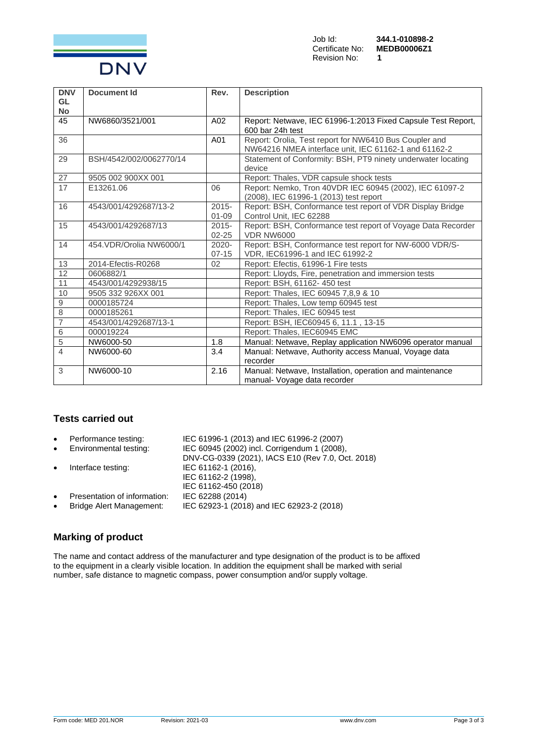Job Id: **344.1-010898-2**
Certificate No: **MEDB00006Z1**
Revision No: **1**

| DNV GL No | Document Id | Rev. | Description |
|---|---|---|---|
| 45 | NW6860/3521/001 | A02 | Report: Netwave, IEC 61996-1:2013 Fixed Capsule Test Report, 600 bar 24h test |
| 36 | | A01 | Report: Orolia, Test report for NW6410 Bus Coupler and NW64216 NMEA interface unit, IEC 61162-1 and 61162-2 |
| 29 | BSH/4542/002/0062770/14 | | Statement of Conformity: BSH, PT9 ninety underwater locating device |
| 27 | 9505 002 900XX 001 | | Report: Thales, VDR capsule shock tests |
| 17 | E13261.06 | 06 | Report: Nemko, Tron 40VDR IEC 60945 (2002), IEC 61097-2 (2008), IEC 61996-1 (2013) test report |
| 16 | 4543/001/4292687/13-2 | 2015-01-09 | Report: BSH, Conformance test report of VDR Display Bridge Control Unit, IEC 62288 |
| 15 | 4543/001/4292687/13 | 2015-02-25 | Report: BSH, Conformance test report of Voyage Data Recorder VDR NW6000 |
| 14 | 454.VDR/Orolia NW6000/1 | 2020-07-15 | Report: BSH, Conformance test report for NW-6000 VDR/S-VDR, IEC61996-1 and IEC 61992-2 |
| 13 | 2014-Efectis-R0268 | 02 | Report: Efectis, 61996-1 Fire tests |
| 12 | 0606882/1 | | Report: Lloyds, Fire, penetration and immersion tests |
| 11 | 4543/001/4292938/15 | | Report: BSH, 61162- 450 test |
| 10 | 9505 332 926XX 001 | | Report: Thales, IEC 60945 7,8,9 & 10 |
| 9 | 0000185724 | | Report: Thales, Low temp 60945 test |
| 8 | 0000185261 | | Report: Thales, IEC 60945 test |
| 7 | 4543/001/4292687/13-1 | | Report: BSH, IEC60945 6, 11.1 , 13-15 |
| 6 | 000019224 | | Report: Thales, IEC60945 EMC |
| 5 | NW6000-50 | 1.8 | Manual: Netwave, Replay application NW6096 operator manual |
| 4 | NW6000-60 | 3.4 | Manual: Netwave, Authority access Manual, Voyage data recorder |
| 3 | NW6000-10 | 2.16 | Manual: Netwave, Installation, operation and maintenance manual- Voyage data recorder |

## Tests carried out

- Performance testing: IEC 61996-1 (2013) and IEC 61996-2 (2007)
- Environmental testing: IEC 60945 (2002) incl. Corrigendum 1 (2008), DNV-CG-0339 (2021), IACS E10 (Rev 7.0, Oct. 2018)
- Interface testing: IEC 61162-1 (2016), IEC 61162-2 (1998), IEC 61162-450 (2018)
- Presentation of information: IEC 62288 (2014)
- Bridge Alert Management: IEC 62923-1 (2018) and IEC 62923-2 (2018)

## Marking of product

The name and contact address of the manufacturer and type designation of the product is to be affixed to the equipment in a clearly visible location. In addition the equipment shall be marked with serial number, safe distance to magnetic compass, power consumption and/or supply voltage.